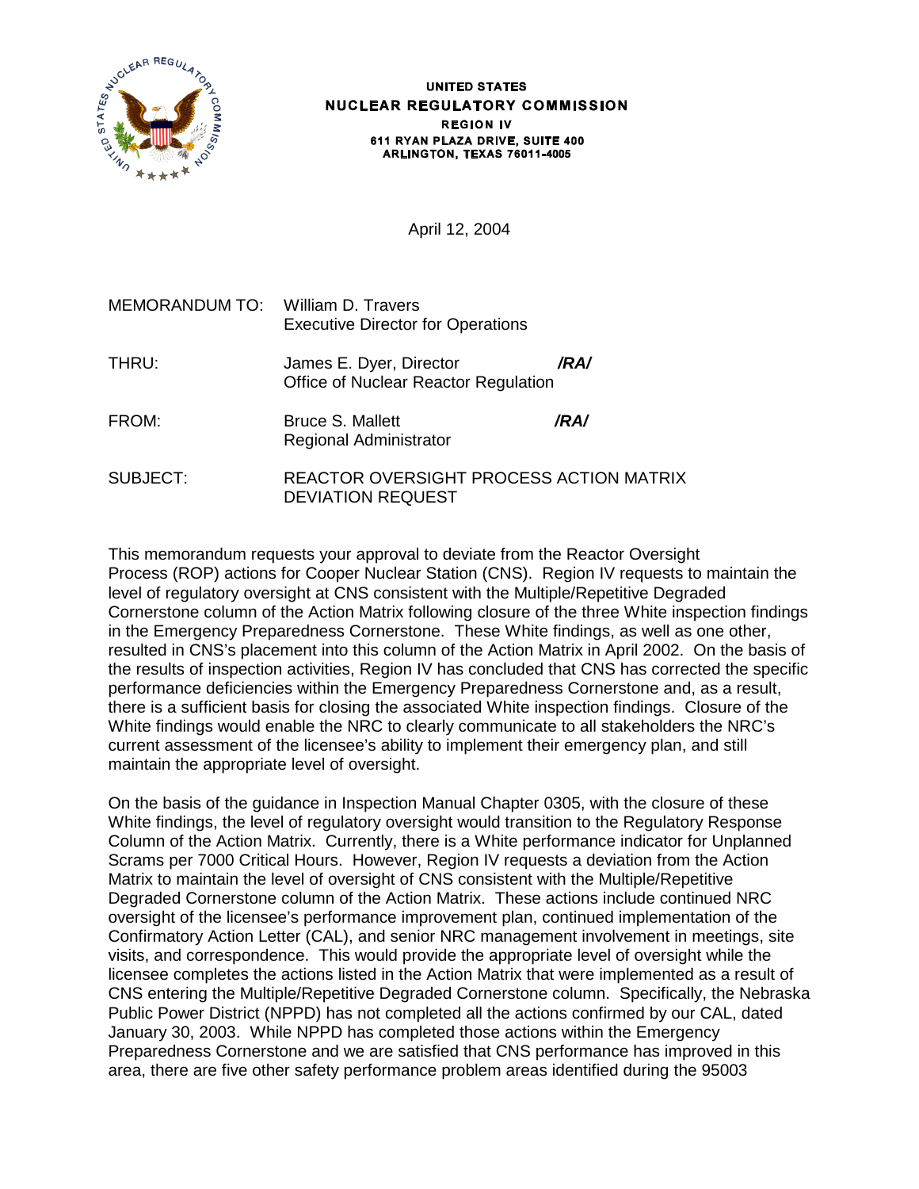**UNITED STATES**
**NUCLEAR REGULATORY COMMISSION**
**REGION IV**
**611 RYAN PLAZA DRIVE, SUITE 400**
**ARLINGTON, TEXAS 76011-4005**

April 12, 2004

MEMORANDUM TO: William D. Travers
Executive Director for Operations

THRU: James E. Dyer, Director **/RA/**
Office of Nuclear Reactor Regulation

FROM: Bruce S. Mallett **/RA/**
Regional Administrator

SUBJECT: REACTOR OVERSIGHT PROCESS ACTION MATRIX DEVIATION REQUEST

This memorandum requests your approval to deviate from the Reactor Oversight Process (ROP) actions for Cooper Nuclear Station (CNS). Region IV requests to maintain the level of regulatory oversight at CNS consistent with the Multiple/Repetitive Degraded Cornerstone column of the Action Matrix following closure of the three White inspection findings in the Emergency Preparedness Cornerstone. These White findings, as well as one other, resulted in CNS's placement into this column of the Action Matrix in April 2002. On the basis of the results of inspection activities, Region IV has concluded that CNS has corrected the specific performance deficiencies within the Emergency Preparedness Cornerstone and, as a result, there is a sufficient basis for closing the associated White inspection findings. Closure of the White findings would enable the NRC to clearly communicate to all stakeholders the NRC's current assessment of the licensee's ability to implement their emergency plan, and still maintain the appropriate level of oversight.

On the basis of the guidance in Inspection Manual Chapter 0305, with the closure of these White findings, the level of regulatory oversight would transition to the Regulatory Response Column of the Action Matrix. Currently, there is a White performance indicator for Unplanned Scrams per 7000 Critical Hours. However, Region IV requests a deviation from the Action Matrix to maintain the level of oversight of CNS consistent with the Multiple/Repetitive Degraded Cornerstone column of the Action Matrix. These actions include continued NRC oversight of the licensee's performance improvement plan, continued implementation of the Confirmatory Action Letter (CAL), and senior NRC management involvement in meetings, site visits, and correspondence. This would provide the appropriate level of oversight while the licensee completes the actions listed in the Action Matrix that were implemented as a result of CNS entering the Multiple/Repetitive Degraded Cornerstone column. Specifically, the Nebraska Public Power District (NPPD) has not completed all the actions confirmed by our CAL, dated January 30, 2003. While NPPD has completed those actions within the Emergency Preparedness Cornerstone and we are satisfied that CNS performance has improved in this area, there are five other safety performance problem areas identified during the 95003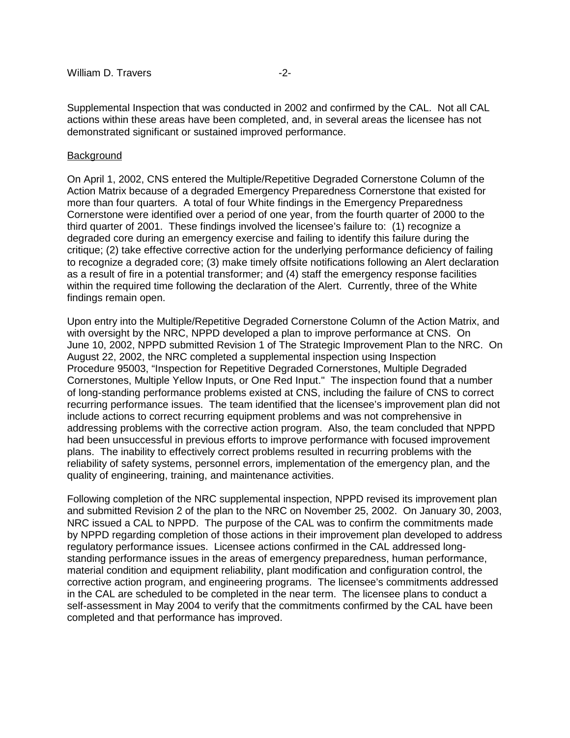Supplemental Inspection that was conducted in 2002 and confirmed by the CAL. Not all CAL actions within these areas have been completed, and, in several areas the licensee has not demonstrated significant or sustained improved performance.

## Background

On April 1, 2002, CNS entered the Multiple/Repetitive Degraded Cornerstone Column of the Action Matrix because of a degraded Emergency Preparedness Cornerstone that existed for more than four quarters. A total of four White findings in the Emergency Preparedness Cornerstone were identified over a period of one year, from the fourth quarter of 2000 to the third quarter of 2001. These findings involved the licensee's failure to: (1) recognize a degraded core during an emergency exercise and failing to identify this failure during the critique; (2) take effective corrective action for the underlying performance deficiency of failing to recognize a degraded core; (3) make timely offsite notifications following an Alert declaration as a result of fire in a potential transformer; and (4) staff the emergency response facilities within the required time following the declaration of the Alert. Currently, three of the White findings remain open.

Upon entry into the Multiple/Repetitive Degraded Cornerstone Column of the Action Matrix, and with oversight by the NRC, NPPD developed a plan to improve performance at CNS. On June 10, 2002, NPPD submitted Revision 1 of The Strategic Improvement Plan to the NRC. On August 22, 2002, the NRC completed a supplemental inspection using Inspection Procedure 95003, "Inspection for Repetitive Degraded Cornerstones, Multiple Degraded Cornerstones, Multiple Yellow Inputs, or One Red Input." The inspection found that a number of long-standing performance problems existed at CNS, including the failure of CNS to correct recurring performance issues. The team identified that the licensee's improvement plan did not include actions to correct recurring equipment problems and was not comprehensive in addressing problems with the corrective action program. Also, the team concluded that NPPD had been unsuccessful in previous efforts to improve performance with focused improvement plans. The inability to effectively correct problems resulted in recurring problems with the reliability of safety systems, personnel errors, implementation of the emergency plan, and the quality of engineering, training, and maintenance activities.

Following completion of the NRC supplemental inspection, NPPD revised its improvement plan and submitted Revision 2 of the plan to the NRC on November 25, 2002. On January 30, 2003, NRC issued a CAL to NPPD. The purpose of the CAL was to confirm the commitments made by NPPD regarding completion of those actions in their improvement plan developed to address regulatory performance issues. Licensee actions confirmed in the CAL addressed long-standing performance issues in the areas of emergency preparedness, human performance, material condition and equipment reliability, plant modification and configuration control, the corrective action program, and engineering programs. The licensee's commitments addressed in the CAL are scheduled to be completed in the near term. The licensee plans to conduct a self-assessment in May 2004 to verify that the commitments confirmed by the CAL have been completed and that performance has improved.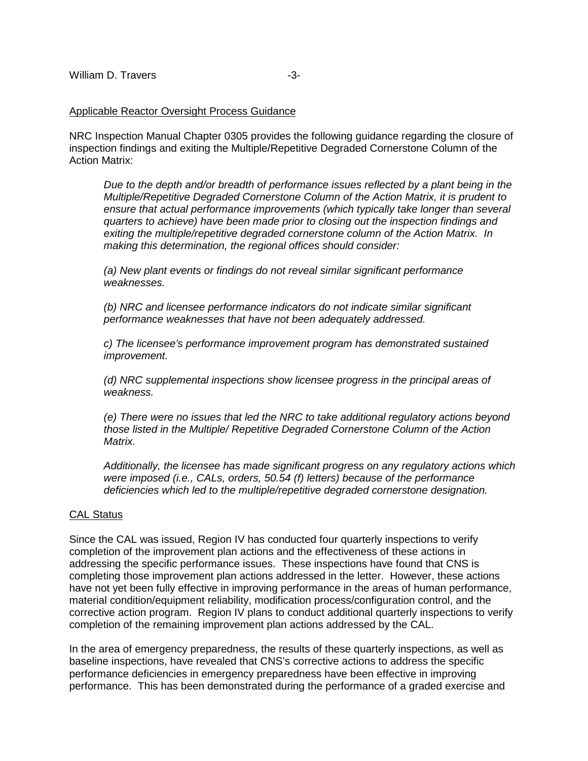<u>Applicable Reactor Oversight Process Guidance</u>

NRC Inspection Manual Chapter 0305 provides the following guidance regarding the closure of inspection findings and exiting the Multiple/Repetitive Degraded Cornerstone Column of the Action Matrix:

> *Due to the depth and/or breadth of performance issues reflected by a plant being in the Multiple/Repetitive Degraded Cornerstone Column of the Action Matrix, it is prudent to ensure that actual performance improvements (which typically take longer than several quarters to achieve) have been made prior to closing out the inspection findings and exiting the multiple/repetitive degraded cornerstone column of the Action Matrix. In making this determination, the regional offices should consider:*
>
> *(a) New plant events or findings do not reveal similar significant performance weaknesses.*
>
> *(b) NRC and licensee performance indicators do not indicate similar significant performance weaknesses that have not been adequately addressed.*
>
> *c) The licensee's performance improvement program has demonstrated sustained improvement.*
>
> *(d) NRC supplemental inspections show licensee progress in the principal areas of weakness.*
>
> *(e) There were no issues that led the NRC to take additional regulatory actions beyond those listed in the Multiple/ Repetitive Degraded Cornerstone Column of the Action Matrix.*
>
> *Additionally, the licensee has made significant progress on any regulatory actions which were imposed (i.e., CALs, orders, 50.54 (f) letters) because of the performance deficiencies which led to the multiple/repetitive degraded cornerstone designation.*

<u>CAL Status</u>

Since the CAL was issued, Region IV has conducted four quarterly inspections to verify completion of the improvement plan actions and the effectiveness of these actions in addressing the specific performance issues. These inspections have found that CNS is completing those improvement plan actions addressed in the letter. However, these actions have not yet been fully effective in improving performance in the areas of human performance, material condition/equipment reliability, modification process/configuration control, and the corrective action program. Region IV plans to conduct additional quarterly inspections to verify completion of the remaining improvement plan actions addressed by the CAL.

In the area of emergency preparedness, the results of these quarterly inspections, as well as baseline inspections, have revealed that CNS's corrective actions to address the specific performance deficiencies in emergency preparedness have been effective in improving performance. This has been demonstrated during the performance of a graded exercise and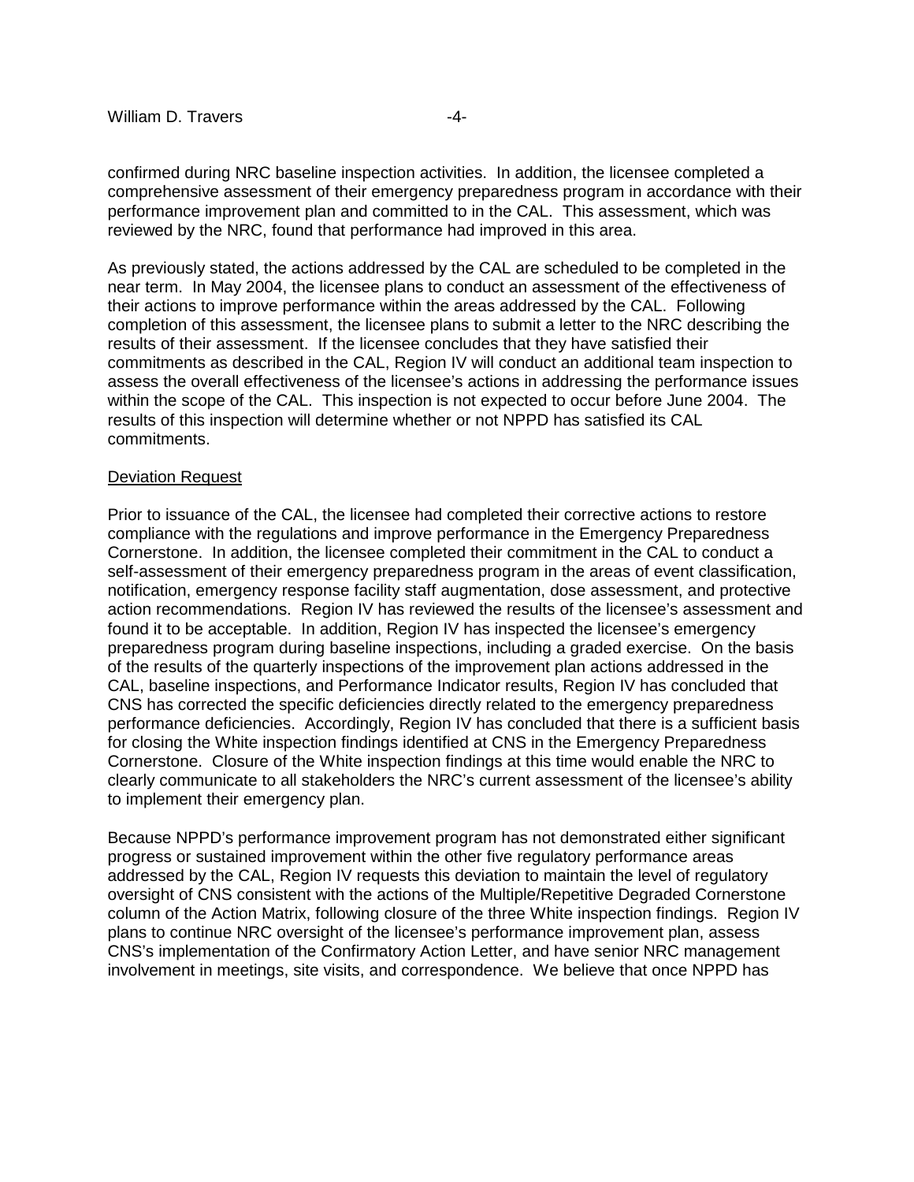confirmed during NRC baseline inspection activities. In addition, the licensee completed a comprehensive assessment of their emergency preparedness program in accordance with their performance improvement plan and committed to in the CAL. This assessment, which was reviewed by the NRC, found that performance had improved in this area.

As previously stated, the actions addressed by the CAL are scheduled to be completed in the near term. In May 2004, the licensee plans to conduct an assessment of the effectiveness of their actions to improve performance within the areas addressed by the CAL. Following completion of this assessment, the licensee plans to submit a letter to the NRC describing the results of their assessment. If the licensee concludes that they have satisfied their commitments as described in the CAL, Region IV will conduct an additional team inspection to assess the overall effectiveness of the licensee's actions in addressing the performance issues within the scope of the CAL. This inspection is not expected to occur before June 2004. The results of this inspection will determine whether or not NPPD has satisfied its CAL commitments.

Deviation Request

Prior to issuance of the CAL, the licensee had completed their corrective actions to restore compliance with the regulations and improve performance in the Emergency Preparedness Cornerstone. In addition, the licensee completed their commitment in the CAL to conduct a self-assessment of their emergency preparedness program in the areas of event classification, notification, emergency response facility staff augmentation, dose assessment, and protective action recommendations. Region IV has reviewed the results of the licensee's assessment and found it to be acceptable. In addition, Region IV has inspected the licensee's emergency preparedness program during baseline inspections, including a graded exercise. On the basis of the results of the quarterly inspections of the improvement plan actions addressed in the CAL, baseline inspections, and Performance Indicator results, Region IV has concluded that CNS has corrected the specific deficiencies directly related to the emergency preparedness performance deficiencies. Accordingly, Region IV has concluded that there is a sufficient basis for closing the White inspection findings identified at CNS in the Emergency Preparedness Cornerstone. Closure of the White inspection findings at this time would enable the NRC to clearly communicate to all stakeholders the NRC's current assessment of the licensee's ability to implement their emergency plan.

Because NPPD's performance improvement program has not demonstrated either significant progress or sustained improvement within the other five regulatory performance areas addressed by the CAL, Region IV requests this deviation to maintain the level of regulatory oversight of CNS consistent with the actions of the Multiple/Repetitive Degraded Cornerstone column of the Action Matrix, following closure of the three White inspection findings. Region IV plans to continue NRC oversight of the licensee's performance improvement plan, assess CNS's implementation of the Confirmatory Action Letter, and have senior NRC management involvement in meetings, site visits, and correspondence. We believe that once NPPD has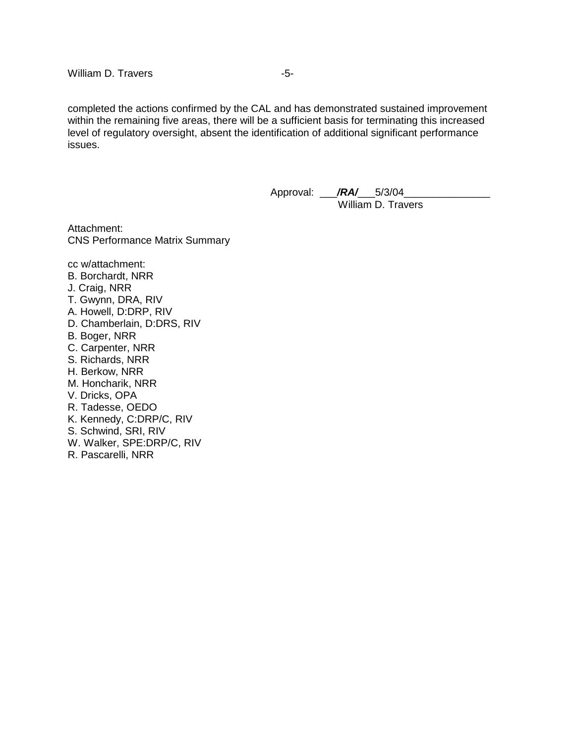completed the actions confirmed by the CAL and has demonstrated sustained improvement within the remaining five areas, there will be a sufficient basis for terminating this increased level of regulatory oversight, absent the identification of additional significant performance issues.

Approval: ___***/RA/***___5/3/04_______________
William D. Travers

Attachment:
CNS Performance Matrix Summary

cc w/attachment:
B. Borchardt, NRR
J. Craig, NRR
T. Gwynn, DRA, RIV
A. Howell, D:DRP, RIV
D. Chamberlain, D:DRS, RIV
B. Boger, NRR
C. Carpenter, NRR
S. Richards, NRR
H. Berkow, NRR
M. Honcharik, NRR
V. Dricks, OPA
R. Tadesse, OEDO
K. Kennedy, C:DRP/C, RIV
S. Schwind, SRI, RIV
W. Walker, SPE:DRP/C, RIV
R. Pascarelli, NRR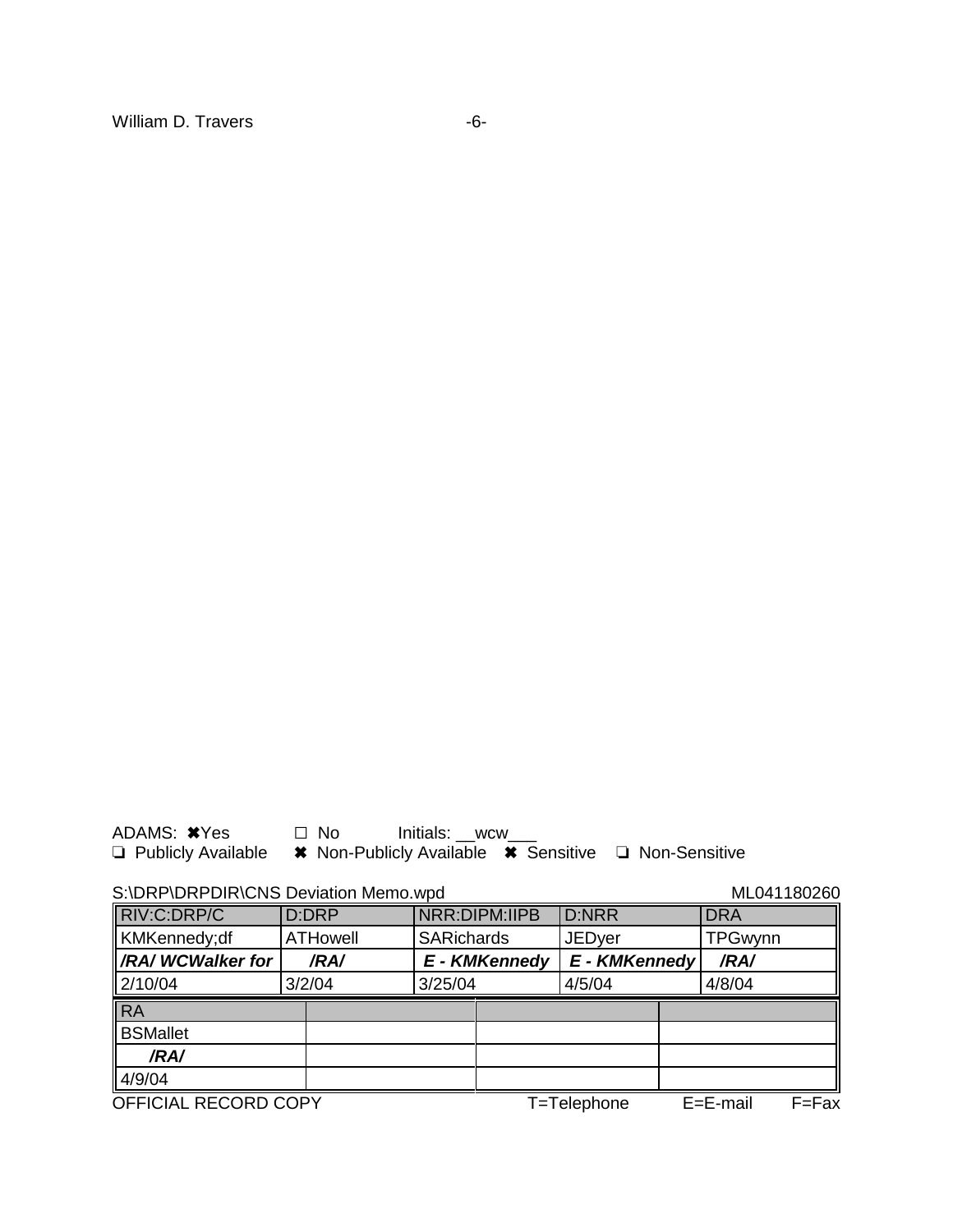ADAMS: ✖Yes ☐ No Initials: __wcw___
❏ Publicly Available ✖ Non-Publicly Available ✖ Sensitive ❏ Non-Sensitive

S:\DRP\DRPDIR\CNS Deviation Memo.wpd ML041180260

| RIV:C:DRP/C | D:DRP | NRR:DIPM:IIPB | D:NRR | DRA |
|---|---|---|---|---|
| KMKennedy;df | ATHowell | SARichards | JEDyer | TPGwynn |
| ***/RA/ WCWalker for*** | ***/RA/*** | ***E - KMKennedy*** | ***E - KMKennedy*** | ***/RA/*** |
| 2/10/04 | 3/2/04 | 3/25/04 | 4/5/04 | 4/8/04 |

| RA | | | |
|---|---|---|---|
| BSMallet | | | |
| ***/RA/*** | | | |
| 4/9/04 | | | |

OFFICIAL RECORD COPY T=Telephone E=E-mail F=Fax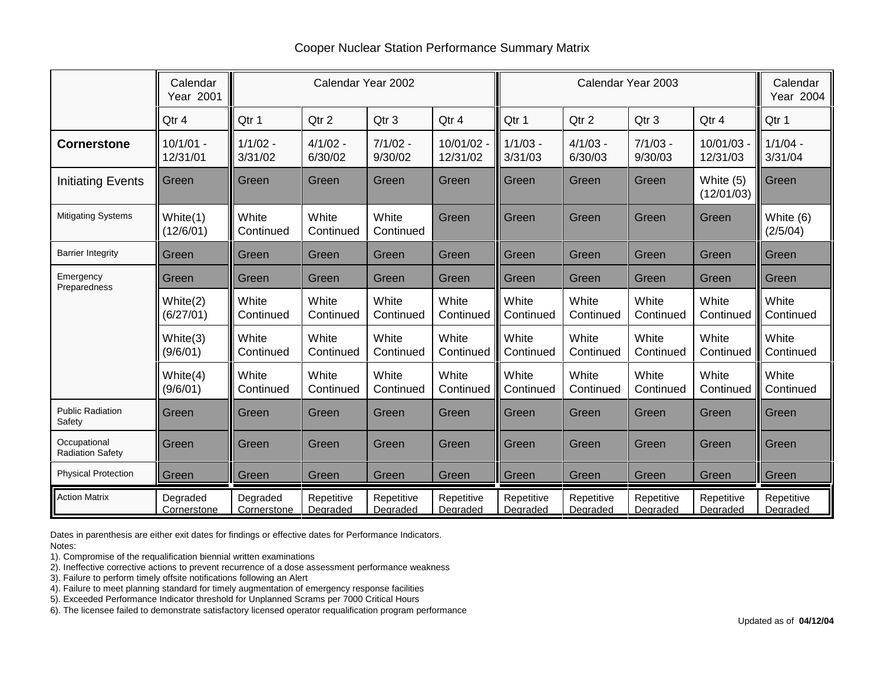# Cooper Nuclear Station Performance Summary Matrix

| | Calendar Year 2001 | Calendar Year 2002 | | | | Calendar Year 2003 | | | | Calendar Year 2004 |
|---|---|---|---|---|---|---|---|---|---|---|
| | Qtr 4 | Qtr 1 | Qtr 2 | Qtr 3 | Qtr 4 | Qtr 1 | Qtr 2 | Qtr 3 | Qtr 4 | Qtr 1 |
| **Cornerstone** | 10/1/01 - 12/31/01 | 1/1/02 - 3/31/02 | 4/1/02 - 6/30/02 | 7/1/02 - 9/30/02 | 10/01/02 - 12/31/02 | 1/1/03 - 3/31/03 | 4/1/03 - 6/30/03 | 7/1/03 - 9/30/03 | 10/01/03 - 12/31/03 | 1/1/04 - 3/31/04 |
| Initiating Events | Green | Green | Green | Green | Green | Green | Green | Green | White (5) (12/01/03) | Green |
| Mitigating Systems | White(1) (12/6/01) | White Continued | White Continued | White Continued | Green | Green | Green | Green | Green | White (6) (2/5/04) |
| Barrier Integrity | Green | Green | Green | Green | Green | Green | Green | Green | Green | Green |
| Emergency Preparedness | Green | Green | Green | Green | Green | Green | Green | Green | Green | Green |
| | White(2) (6/27/01) | White Continued | White Continued | White Continued | White Continued | White Continued | White Continued | White Continued | White Continued | White Continued |
| | White(3) (9/6/01) | White Continued | White Continued | White Continued | White Continued | White Continued | White Continued | White Continued | White Continued | White Continued |
| | White(4) (9/6/01) | White Continued | White Continued | White Continued | White Continued | White Continued | White Continued | White Continued | White Continued | White Continued |
| Public Radiation Safety | Green | Green | Green | Green | Green | Green | Green | Green | Green | Green |
| Occupational Radiation Safety | Green | Green | Green | Green | Green | Green | Green | Green | Green | Green |
| Physical Protection | Green | Green | Green | Green | Green | Green | Green | Green | Green | Green |
| Action Matrix | Degraded Cornerstone | Degraded Cornerstone | Repetitive Degraded | Repetitive Degraded | Repetitive Degraded | Repetitive Degraded | Repetitive Degraded | Repetitive Degraded | Repetitive Degraded | Repetitive Degraded |

Dates in parenthesis are either exit dates for findings or effective dates for Performance Indicators.

Notes:

1). Compromise of the requalification biennial written examinations

2). Ineffective corrective actions to prevent recurrence of a dose assessment performance weakness

3). Failure to perform timely offsite notifications following an Alert

4). Failure to meet planning standard for timely augmentation of emergency response facilities

5). Exceeded Performance Indicator threshold for Unplanned Scrams per 7000 Critical Hours

6). The licensee failed to demonstrate satisfactory licensed operator requalification program performance

Updated as of **04/12/04**